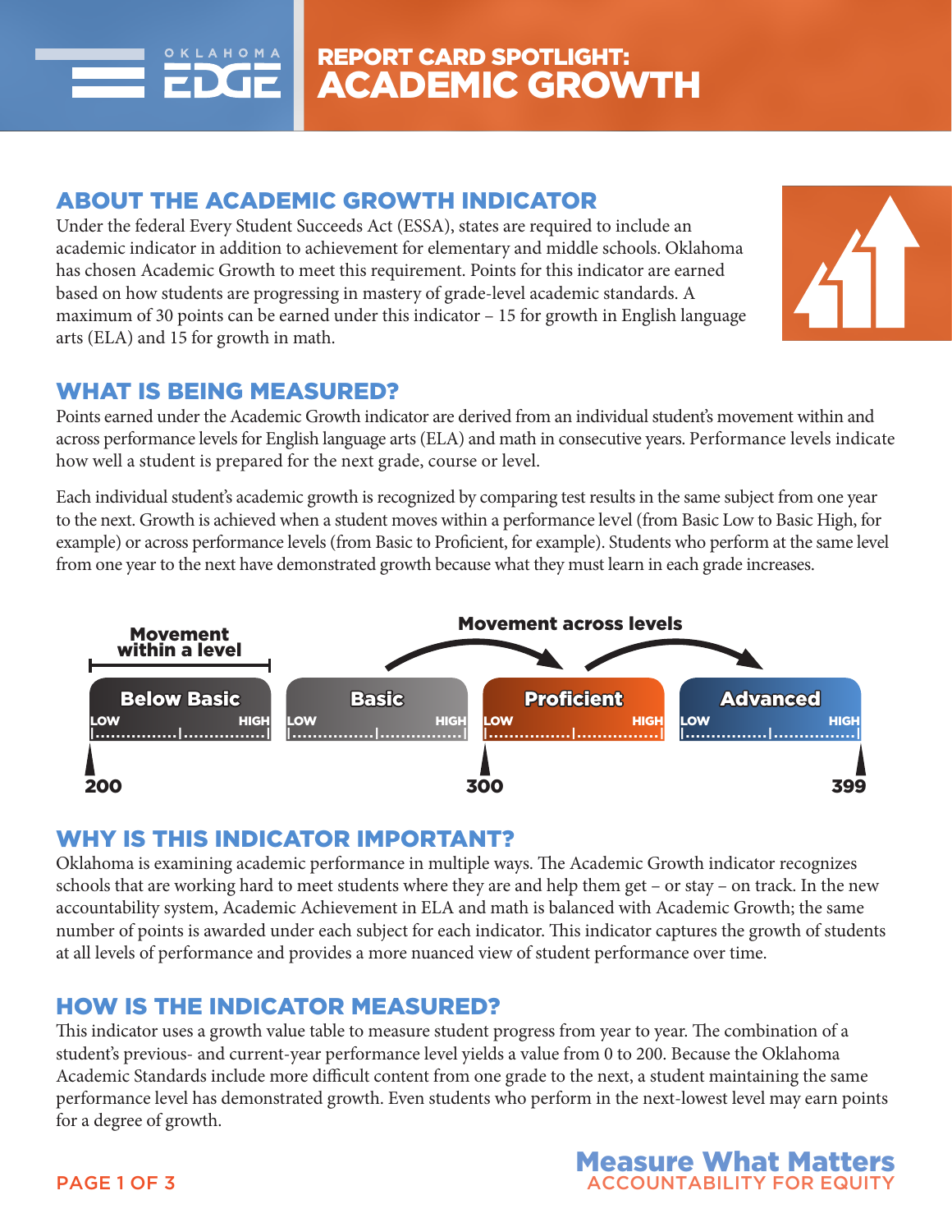# REPORT CARD SPOTLIGHT: ACADEMIC GROWTH

## ABOUT THE ACADEMIC GROWTH INDICATOR

Under the federal Every Student Succeeds Act (ESSA), states are required to include an academic indicator in addition to achievement for elementary and middle schools. Oklahoma has chosen Academic Growth to meet this requirement. Points for this indicator are earned based on how students are progressing in mastery of grade-level academic standards. A maximum of 30 points can be earned under this indicator – 15 for growth in English language arts (ELA) and 15 for growth in math.

## WHAT IS BEING MEASURED?

Points earned under the Academic Growth indicator are derived from an individual student's movement within and across performance levels for English language arts (ELA) and math in consecutive years. Performance levels indicate how well a student is prepared for the next grade, course or level.

Each individual student's academic growth is recognized by comparing test results in the same subject from one year to the next. Growth is achieved when a student moves within a performance level (from Basic Low to Basic High, for example) or across performance levels (from Basic to Proficient, for example). Students who perform at the same level from one year to the next have demonstrated growth because what they must learn in each grade increases.

Movement within a level | Movement across levels

| Below Basic | Basic | Proficient | Advanced |
|---|---|---|---|
| LOW – HIGH | LOW – HIGH | LOW – HIGH | LOW – HIGH |

200 (start of Below Basic) — 300 (start of Proficient) — 399 (end of Advanced)

## WHY IS THIS INDICATOR IMPORTANT?

Oklahoma is examining academic performance in multiple ways. The Academic Growth indicator recognizes schools that are working hard to meet students where they are and help them get – or stay – on track. In the new accountability system, Academic Achievement in ELA and math is balanced with Academic Growth; the same number of points is awarded under each subject for each indicator. This indicator captures the growth of students at all levels of performance and provides a more nuanced view of student performance over time.

## HOW IS THE INDICATOR MEASURED?

This indicator uses a growth value table to measure student progress from year to year. The combination of a student's previous- and current-year performance level yields a value from 0 to 200. Because the Oklahoma Academic Standards include more difficult content from one grade to the next, a student maintaining the same performance level has demonstrated growth. Even students who perform in the next-lowest level may earn points for a degree of growth.

**Measure What Matters**
ACCOUNTABILITY FOR EQUITY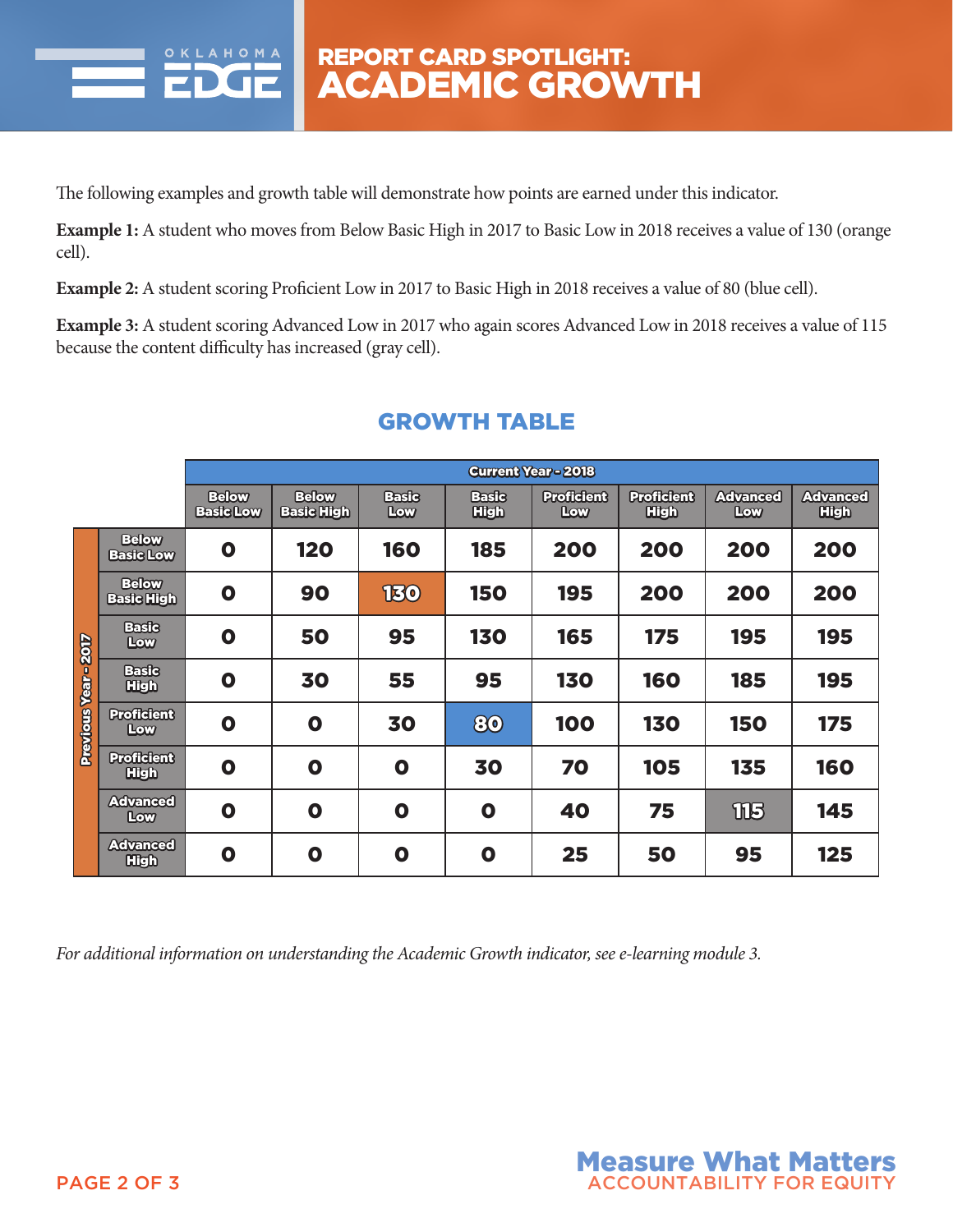# REPORT CARD SPOTLIGHT: ACADEMIC GROWTH

The following examples and growth table will demonstrate how points are earned under this indicator.

**Example 1:** A student who moves from Below Basic High in 2017 to Basic Low in 2018 receives a value of 130 (orange cell).

**Example 2:** A student scoring Proficient Low in 2017 to Basic High in 2018 receives a value of 80 (blue cell).

**Example 3:** A student scoring Advanced Low in 2017 who again scores Advanced Low in 2018 receives a value of 115 because the content difficulty has increased (gray cell).

## GROWTH TABLE

| Previous Year - 2017 | Current Year - 2018 | | | | | | | |
|---|---|---|---|---|---|---|---|---|
| | Below Basic Low | Below Basic High | Basic Low | Basic High | Proficient Low | Proficient High | Advanced Low | Advanced High |
| Below Basic Low | 0 | 120 | 160 | 185 | 200 | 200 | 200 | 200 |
| Below Basic High | 0 | 90 | 130 | 150 | 195 | 200 | 200 | 200 |
| Basic Low | 0 | 50 | 95 | 130 | 165 | 175 | 195 | 195 |
| Basic High | 0 | 30 | 55 | 95 | 130 | 160 | 185 | 195 |
| Proficient Low | 0 | 0 | 30 | 80 | 100 | 130 | 150 | 175 |
| Proficient High | 0 | 0 | 0 | 30 | 70 | 105 | 135 | 160 |
| Advanced Low | 0 | 0 | 0 | 0 | 40 | 75 | 115 | 145 |
| Advanced High | 0 | 0 | 0 | 0 | 25 | 50 | 95 | 125 |

*For additional information on understanding the Academic Growth indicator, see e-learning module 3.*

**Measure What Matters**
ACCOUNTABILITY FOR EQUITY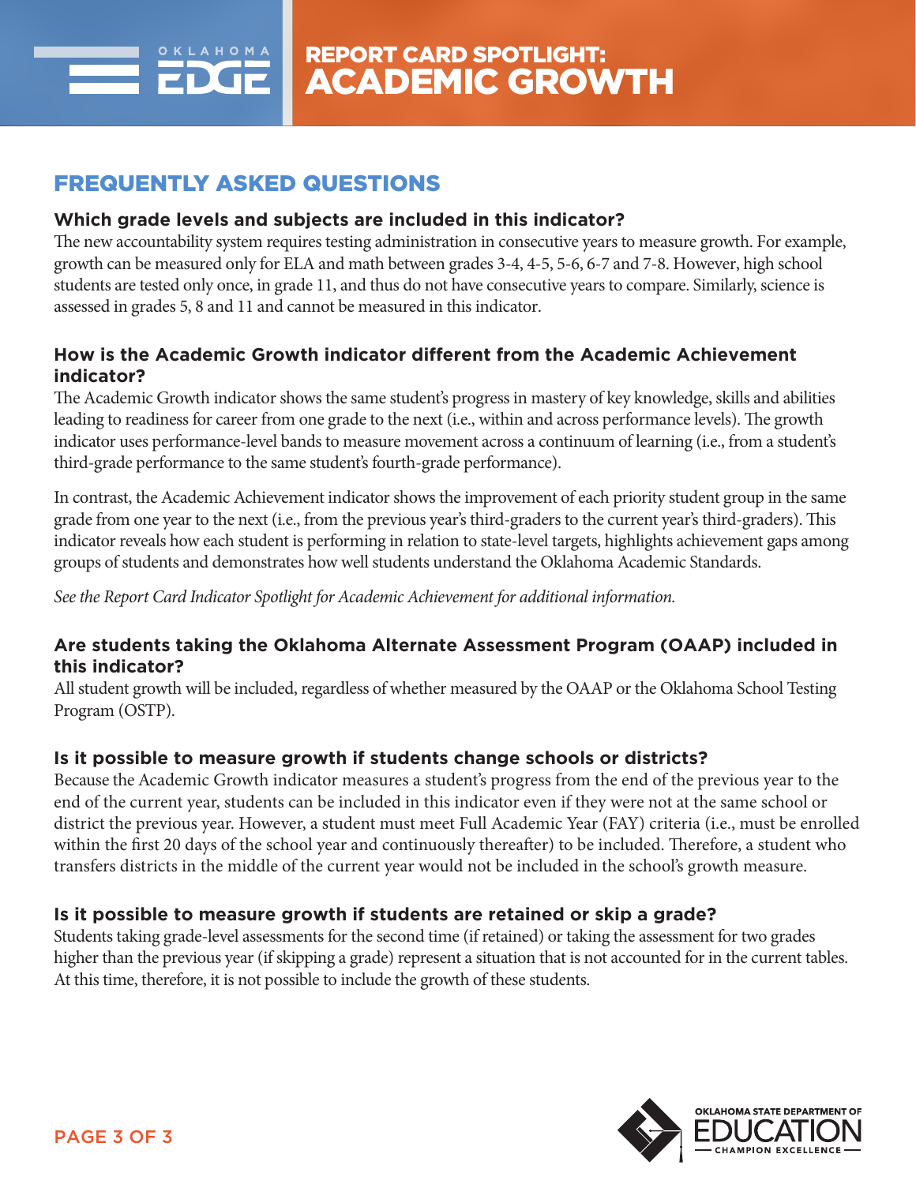# REPORT CARD SPOTLIGHT: ACADEMIC GROWTH

## FREQUENTLY ASKED QUESTIONS

### Which grade levels and subjects are included in this indicator?

The new accountability system requires testing administration in consecutive years to measure growth. For example, growth can be measured only for ELA and math between grades 3-4, 4-5, 5-6, 6-7 and 7-8. However, high school students are tested only once, in grade 11, and thus do not have consecutive years to compare. Similarly, science is assessed in grades 5, 8 and 11 and cannot be measured in this indicator.

### How is the Academic Growth indicator different from the Academic Achievement indicator?

The Academic Growth indicator shows the same student's progress in mastery of key knowledge, skills and abilities leading to readiness for career from one grade to the next (i.e., within and across performance levels). The growth indicator uses performance-level bands to measure movement across a continuum of learning (i.e., from a student's third-grade performance to the same student's fourth-grade performance).

In contrast, the Academic Achievement indicator shows the improvement of each priority student group in the same grade from one year to the next (i.e., from the previous year's third-graders to the current year's third-graders). This indicator reveals how each student is performing in relation to state-level targets, highlights achievement gaps among groups of students and demonstrates how well students understand the Oklahoma Academic Standards.

*See the Report Card Indicator Spotlight for Academic Achievement for additional information.*

### Are students taking the Oklahoma Alternate Assessment Program (OAAP) included in this indicator?

All student growth will be included, regardless of whether measured by the OAAP or the Oklahoma School Testing Program (OSTP).

### Is it possible to measure growth if students change schools or districts?

Because the Academic Growth indicator measures a student's progress from the end of the previous year to the end of the current year, students can be included in this indicator even if they were not at the same school or district the previous year. However, a student must meet Full Academic Year (FAY) criteria (i.e., must be enrolled within the first 20 days of the school year and continuously thereafter) to be included. Therefore, a student who transfers districts in the middle of the current year would not be included in the school's growth measure.

### Is it possible to measure growth if students are retained or skip a grade?

Students taking grade-level assessments for the second time (if retained) or taking the assessment for two grades higher than the previous year (if skipping a grade) represent a situation that is not accounted for in the current tables. At this time, therefore, it is not possible to include the growth of these students.

OKLAHOMA STATE DEPARTMENT OF EDUCATION — CHAMPION EXCELLENCE